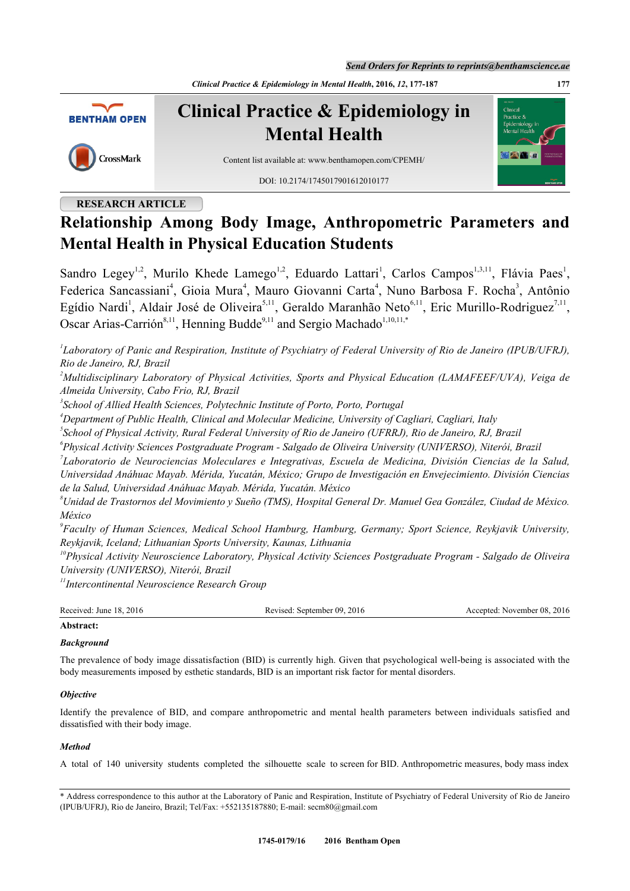RESEARCH ARTICLE

# Relationship Among Body Image, Anthropometric Parameters and Mental Health in Physical Education Students

Sandro Legey[1,2], Murilo Khede Lamego[1,2], Eduardo Lattari[1], Carlos Campos[1,3,11], Flávia Paes[1], Federica Sancassiani[4], Gioia Mura[4], Mauro Giovanni Carta[4], Nuno Barbosa F. Rocha[3], Antônio Egídio Nardi[1], Aldair José de Oliveira[5,11], Geraldo Maranhão Neto[6,11], Eric Murillo-Rodriguez[7,11], Oscar Arias-Carrión[8,11], Henning Budde[9,11] and Sergio Machado[1,10,11,*]

[1]*Laboratory of Panic and Respiration, Institute of Psychiatry of Federal University of Rio de Janeiro (IPUB/UFRJ), Rio de Janeiro, RJ, Brazil*

[2]*Multidisciplinary Laboratory of Physical Activities, Sports and Physical Education (LAMAFEEF/UVA), Veiga de Almeida University, Cabo Frio, RJ, Brazil*

[3]*School of Allied Health Sciences, Polytechnic Institute of Porto, Porto, Portugal*

[4]*Department of Public Health, Clinical and Molecular Medicine, University of Cagliari, Cagliari, Italy*

[5]*School of Physical Activity, Rural Federal University of Rio de Janeiro (UFRRJ), Rio de Janeiro, RJ, Brazil*

[6]*Physical Activity Sciences Postgraduate Program - Salgado de Oliveira University (UNIVERSO), Niterói, Brazil*

[7]*Laboratorio de Neurociencias Moleculares e Integrativas, Escuela de Medicina, División Ciencias de la Salud, Universidad Anáhuac Mayab. Mérida, Yucatán, México; Grupo de Investigación en Envejecimiento. División Ciencias de la Salud, Universidad Anáhuac Mayab. Mérida, Yucatán. México*

[8]*Unidad de Trastornos del Movimiento y Sueño (TMS), Hospital General Dr. Manuel Gea González, Ciudad de México. México*

[9]*Faculty of Human Sciences, Medical School Hamburg, Hamburg, Germany; Sport Science, Reykjavik University, Reykjavik, Iceland; Lithuanian Sports University, Kaunas, Lithuania*

[10]*Physical Activity Neuroscience Laboratory, Physical Activity Sciences Postgraduate Program - Salgado de Oliveira University (UNIVERSO), Niterói, Brazil*

[11]*Intercontinental Neuroscience Research Group*

Received: June 18, 2016 | Revised: September 09, 2016 | Accepted: November 08, 2016

**Abstract:**

***Background***

The prevalence of body image dissatisfaction (BID) is currently high. Given that psychological well-being is associated with the body measurements imposed by esthetic standards, BID is an important risk factor for mental disorders.

***Objective***

Identify the prevalence of BID, and compare anthropometric and mental health parameters between individuals satisfied and dissatisfied with their body image.

***Method***

A total of 140 university students completed the silhouette scale to screen for BID. Anthropometric measures, body mass index

---

\* Address correspondence to this author at the Laboratory of Panic and Respiration, Institute of Psychiatry of Federal University of Rio de Janeiro (IPUB/UFRJ), Rio de Janeiro, Brazil; Tel/Fax: +552135187880; E-mail: secm80@gmail.com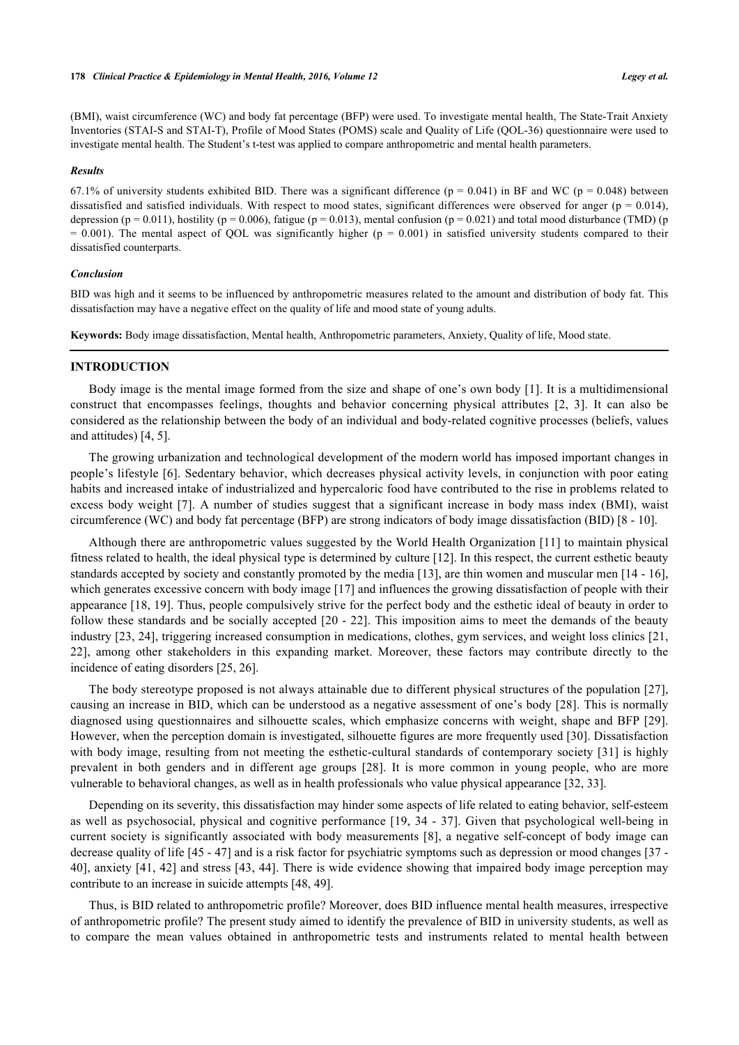(BMI), waist circumference (WC) and body fat percentage (BFP) were used. To investigate mental health, The State-Trait Anxiety Inventories (STAI-S and STAI-T), Profile of Mood States (POMS) scale and Quality of Life (QOL-36) questionnaire were used to investigate mental health. The Student's t-test was applied to compare anthropometric and mental health parameters.

#### *Results*

67.1% of university students exhibited BID. There was a significant difference ($p = 0.041$) in BF and WC ($p = 0.048$) between dissatisfied and satisfied individuals. With respect to mood states, significant differences were observed for anger ($p = 0.014$), depression ($p = 0.011$), hostility ($p = 0.006$), fatigue ($p = 0.013$), mental confusion ($p = 0.021$) and total mood disturbance (TMD) ($p = 0.001$). The mental aspect of QOL was significantly higher ($p = 0.001$) in satisfied university students compared to their dissatisfied counterparts.

#### *Conclusion*

BID was high and it seems to be influenced by anthropometric measures related to the amount and distribution of body fat. This dissatisfaction may have a negative effect on the quality of life and mood state of young adults.

**Keywords:** Body image dissatisfaction, Mental health, Anthropometric parameters, Anxiety, Quality of life, Mood state.

## INTRODUCTION

Body image is the mental image formed from the size and shape of one's own body [1]. It is a multidimensional construct that encompasses feelings, thoughts and behavior concerning physical attributes [2, 3]. It can also be considered as the relationship between the body of an individual and body-related cognitive processes (beliefs, values and attitudes) [4, 5].

The growing urbanization and technological development of the modern world has imposed important changes in people's lifestyle [6]. Sedentary behavior, which decreases physical activity levels, in conjunction with poor eating habits and increased intake of industrialized and hypercaloric food have contributed to the rise in problems related to excess body weight [7]. A number of studies suggest that a significant increase in body mass index (BMI), waist circumference (WC) and body fat percentage (BFP) are strong indicators of body image dissatisfaction (BID) [8 - 10].

Although there are anthropometric values suggested by the World Health Organization [11] to maintain physical fitness related to health, the ideal physical type is determined by culture [12]. In this respect, the current esthetic beauty standards accepted by society and constantly promoted by the media [13], are thin women and muscular men [14 - 16], which generates excessive concern with body image [17] and influences the growing dissatisfaction of people with their appearance [18, 19]. Thus, people compulsively strive for the perfect body and the esthetic ideal of beauty in order to follow these standards and be socially accepted [20 - 22]. This imposition aims to meet the demands of the beauty industry [23, 24], triggering increased consumption in medications, clothes, gym services, and weight loss clinics [21, 22], among other stakeholders in this expanding market. Moreover, these factors may contribute directly to the incidence of eating disorders [25, 26].

The body stereotype proposed is not always attainable due to different physical structures of the population [27], causing an increase in BID, which can be understood as a negative assessment of one's body [28]. This is normally diagnosed using questionnaires and silhouette scales, which emphasize concerns with weight, shape and BFP [29]. However, when the perception domain is investigated, silhouette figures are more frequently used [30]. Dissatisfaction with body image, resulting from not meeting the esthetic-cultural standards of contemporary society [31] is highly prevalent in both genders and in different age groups [28]. It is more common in young people, who are more vulnerable to behavioral changes, as well as in health professionals who value physical appearance [32, 33].

Depending on its severity, this dissatisfaction may hinder some aspects of life related to eating behavior, self-esteem as well as psychosocial, physical and cognitive performance [19, 34 - 37]. Given that psychological well-being in current society is significantly associated with body measurements [8], a negative self-concept of body image can decrease quality of life [45 - 47] and is a risk factor for psychiatric symptoms such as depression or mood changes [37 - 40], anxiety [41, 42] and stress [43, 44]. There is wide evidence showing that impaired body image perception may contribute to an increase in suicide attempts [48, 49].

Thus, is BID related to anthropometric profile? Moreover, does BID influence mental health measures, irrespective of anthropometric profile? The present study aimed to identify the prevalence of BID in university students, as well as to compare the mean values obtained in anthropometric tests and instruments related to mental health between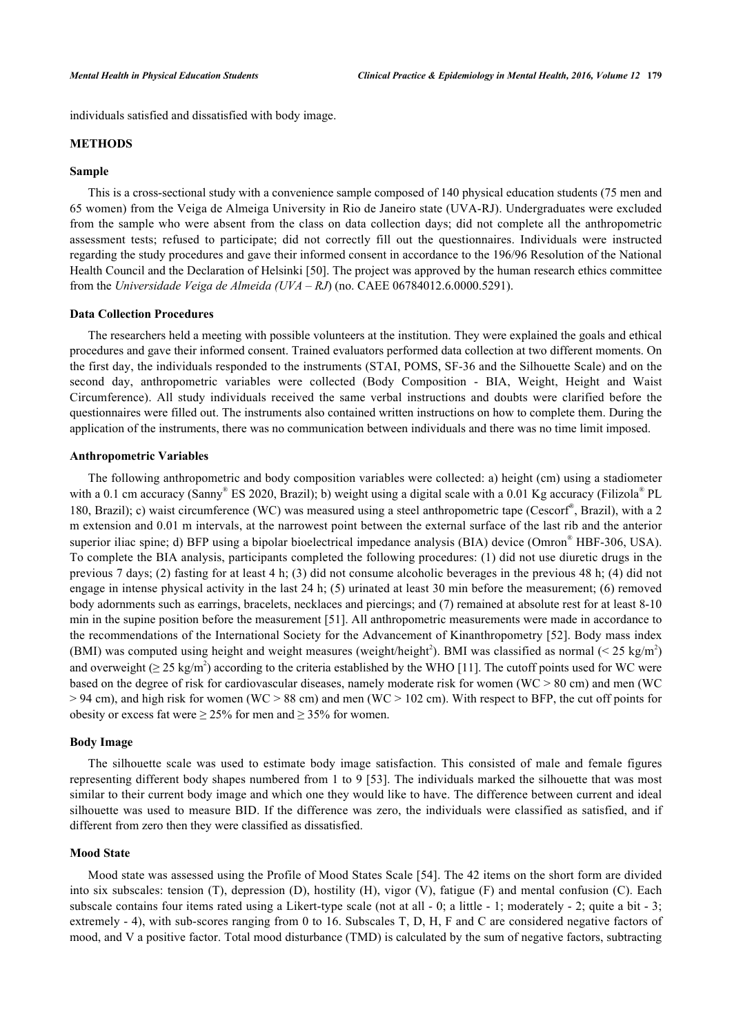individuals satisfied and dissatisfied with body image.

## METHODS

### Sample

This is a cross-sectional study with a convenience sample composed of 140 physical education students (75 men and 65 women) from the Veiga de Almeiga University in Rio de Janeiro state (UVA-RJ). Undergraduates were excluded from the sample who were absent from the class on data collection days; did not complete all the anthropometric assessment tests; refused to participate; did not correctly fill out the questionnaires. Individuals were instructed regarding the study procedures and gave their informed consent in accordance to the 196/96 Resolution of the National Health Council and the Declaration of Helsinki [50]. The project was approved by the human research ethics committee from the *Universidade Veiga de Almeida (UVA – RJ)* (no. CAEE 06784012.6.0000.5291).

### Data Collection Procedures

The researchers held a meeting with possible volunteers at the institution. They were explained the goals and ethical procedures and gave their informed consent. Trained evaluators performed data collection at two different moments. On the first day, the individuals responded to the instruments (STAI, POMS, SF-36 and the Silhouette Scale) and on the second day, anthropometric variables were collected (Body Composition - BIA, Weight, Height and Waist Circumference). All study individuals received the same verbal instructions and doubts were clarified before the questionnaires were filled out. The instruments also contained written instructions on how to complete them. During the application of the instruments, there was no communication between individuals and there was no time limit imposed.

### Anthropometric Variables

The following anthropometric and body composition variables were collected: a) height (cm) using a stadiometer with a 0.1 cm accuracy (Sanny® ES 2020, Brazil); b) weight using a digital scale with a 0.01 Kg accuracy (Filizola® PL 180, Brazil); c) waist circumference (WC) was measured using a steel anthropometric tape (Cescorf®, Brazil), with a 2 m extension and 0.01 m intervals, at the narrowest point between the external surface of the last rib and the anterior superior iliac spine; d) BFP using a bipolar bioelectrical impedance analysis (BIA) device (Omron® HBF-306, USA). To complete the BIA analysis, participants completed the following procedures: (1) did not use diuretic drugs in the previous 7 days; (2) fasting for at least 4 h; (3) did not consume alcoholic beverages in the previous 48 h; (4) did not engage in intense physical activity in the last 24 h; (5) urinated at least 30 min before the measurement; (6) removed body adornments such as earrings, bracelets, necklaces and piercings; and (7) remained at absolute rest for at least 8-10 min in the supine position before the measurement [51]. All anthropometric measurements were made in accordance to the recommendations of the International Society for the Advancement of Kinanthropometry [52]. Body mass index (BMI) was computed using height and weight measures (weight/height$^2$). BMI was classified as normal ($< 25$ kg/m$^2$) and overweight ($\geq 25$ kg/m$^2$) according to the criteria established by the WHO [11]. The cutoff points used for WC were based on the degree of risk for cardiovascular diseases, namely moderate risk for women (WC > 80 cm) and men (WC > 94 cm), and high risk for women (WC > 88 cm) and men (WC > 102 cm). With respect to BFP, the cut off points for obesity or excess fat were $\geq 25\%$ for men and $\geq 35\%$ for women.

### Body Image

The silhouette scale was used to estimate body image satisfaction. This consisted of male and female figures representing different body shapes numbered from 1 to 9 [53]. The individuals marked the silhouette that was most similar to their current body image and which one they would like to have. The difference between current and ideal silhouette was used to measure BID. If the difference was zero, the individuals were classified as satisfied, and if different from zero then they were classified as dissatisfied.

### Mood State

Mood state was assessed using the Profile of Mood States Scale [54]. The 42 items on the short form are divided into six subscales: tension (T), depression (D), hostility (H), vigor (V), fatigue (F) and mental confusion (C). Each subscale contains four items rated using a Likert-type scale (not at all - 0; a little - 1; moderately - 2; quite a bit - 3; extremely - 4), with sub-scores ranging from 0 to 16. Subscales T, D, H, F and C are considered negative factors of mood, and V a positive factor. Total mood disturbance (TMD) is calculated by the sum of negative factors, subtracting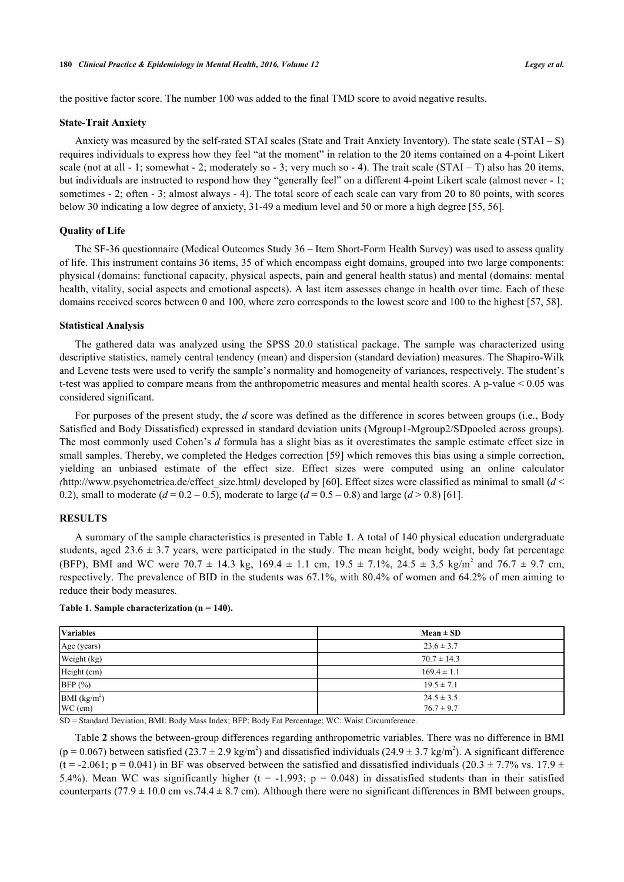the positive factor score. The number 100 was added to the final TMD score to avoid negative results.

### State-Trait Anxiety

Anxiety was measured by the self-rated STAI scales (State and Trait Anxiety Inventory). The state scale (STAI – S) requires individuals to express how they feel "at the moment" in relation to the 20 items contained on a 4-point Likert scale (not at all - 1; somewhat - 2; moderately so - 3; very much so - 4). The trait scale (STAI – T) also has 20 items, but individuals are instructed to respond how they "generally feel" on a different 4-point Likert scale (almost never - 1; sometimes - 2; often - 3; almost always - 4). The total score of each scale can vary from 20 to 80 points, with scores below 30 indicating a low degree of anxiety, 31-49 a medium level and 50 or more a high degree [55, 56].

### Quality of Life

The SF-36 questionnaire (Medical Outcomes Study 36 – Item Short-Form Health Survey) was used to assess quality of life. This instrument contains 36 items, 35 of which encompass eight domains, grouped into two large components: physical (domains: functional capacity, physical aspects, pain and general health status) and mental (domains: mental health, vitality, social aspects and emotional aspects). A last item assesses change in health over time. Each of these domains received scores between 0 and 100, where zero corresponds to the lowest score and 100 to the highest [57, 58].

### Statistical Analysis

The gathered data was analyzed using the SPSS 20.0 statistical package. The sample was characterized using descriptive statistics, namely central tendency (mean) and dispersion (standard deviation) measures. The Shapiro-Wilk and Levene tests were used to verify the sample's normality and homogeneity of variances, respectively. The student's t-test was applied to compare means from the anthropometric measures and mental health scores. A p-value < 0.05 was considered significant.

For purposes of the present study, the *d* score was defined as the difference in scores between groups (i.e., Body Satisfied and Body Dissatisfied) expressed in standard deviation units (Mgroup1-Mgroup2/SDpooled across groups). The most commonly used Cohen's *d* formula has a slight bias as it overestimates the sample estimate effect size in small samples. Thereby, we completed the Hedges correction [59] which removes this bias using a simple correction, yielding an unbiased estimate of the effect size. Effect sizes were computed using an online calculator *(*http://www.psychometrica.de/effect_size.html*)* developed by [60]. Effect sizes were classified as minimal to small ($d$ < 0.2), small to moderate ($d$ = 0.2 – 0.5), moderate to large ($d$ = 0.5 – 0.8) and large ($d$ > 0.8) [61].

## RESULTS

A summary of the sample characteristics is presented in Table **1**. A total of 140 physical education undergraduate students, aged 23.6 ± 3.7 years, were participated in the study. The mean height, body weight, body fat percentage (BFP), BMI and WC were 70.7 ± 14.3 kg, 169.4 ± 1.1 cm, 19.5 ± 7.1%, 24.5 ± 3.5 kg/m$^2$ and 76.7 ± 9.7 cm, respectively. The prevalence of BID in the students was 67.1%, with 80.4% of women and 64.2% of men aiming to reduce their body measures.

**Table 1. Sample characterization (n = 140).**

| Variables | Mean ± SD |
|---|---|
| Age (years) | 23.6 ± 3.7 |
| Weight (kg) | 70.7 ± 14.3 |
| Height (cm) | 169.4 ± 1.1 |
| BFP (%) | 19.5 ± 7.1 |
| BMI (kg/m$^2$) | 24.5 ± 3.5 |
| WC (cm) | 76.7 ± 9.7 |

SD = Standard Deviation; BMI: Body Mass Index; BFP: Body Fat Percentage; WC: Waist Circumference.

Table **2** shows the between-group differences regarding anthropometric variables. There was no difference in BMI (p = 0.067) between satisfied (23.7 ± 2.9 kg/m$^2$) and dissatisfied individuals (24.9 ± 3.7 kg/m$^2$). A significant difference (t = -2.061; p = 0.041) in BF was observed between the satisfied and dissatisfied individuals (20.3 ± 7.7% vs. 17.9 ± 5.4%). Mean WC was significantly higher (t = -1.993; p = 0.048) in dissatisfied students than in their satisfied counterparts (77.9 ± 10.0 cm vs.74.4 ± 8.7 cm). Although there were no significant differences in BMI between groups,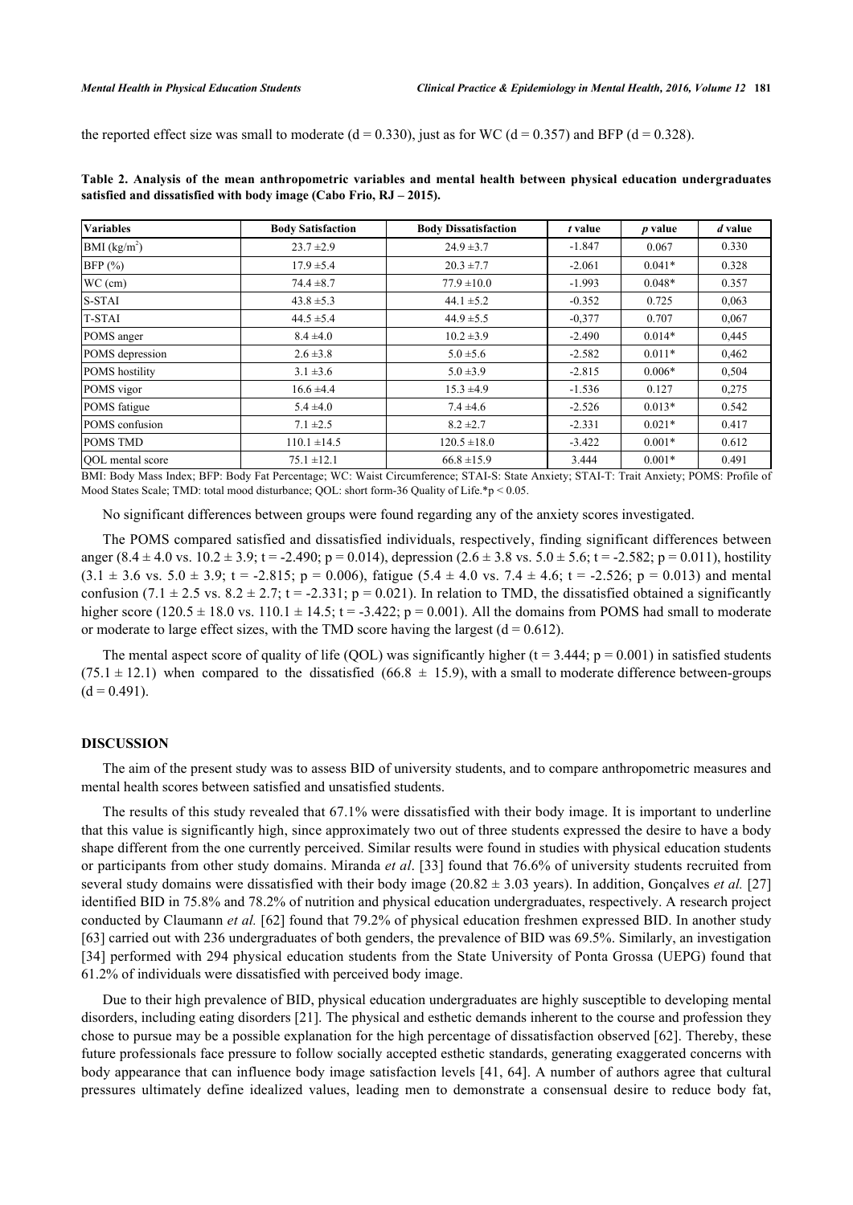the reported effect size was small to moderate (d = 0.330), just as for WC (d = 0.357) and BFP (d = 0.328).

**Table 2. Analysis of the mean anthropometric variables and mental health between physical education undergraduates satisfied and dissatisfied with body image (Cabo Frio, RJ – 2015).**

| Variables | Body Satisfaction | Body Dissatisfaction | *t* value | *p* value | *d* value |
|---|---|---|---|---|---|
| BMI ($kg/m^2$) | 23.7 ±2.9 | 24.9 ±3.7 | -1.847 | 0.067 | 0.330 |
| BFP (%) | 17.9 ±5.4 | 20.3 ±7.7 | -2.061 | 0.041* | 0.328 |
| WC (cm) | 74.4 ±8.7 | 77.9 ±10.0 | -1.993 | 0.048* | 0.357 |
| S-STAI | 43.8 ±5.3 | 44.1 ±5.2 | -0.352 | 0.725 | 0,063 |
| T-STAI | 44.5 ±5.4 | 44.9 ±5.5 | -0,377 | 0.707 | 0,067 |
| POMS anger | 8.4 ±4.0 | 10.2 ±3.9 | -2.490 | 0.014* | 0,445 |
| POMS depression | 2.6 ±3.8 | 5.0 ±5.6 | -2.582 | 0.011* | 0,462 |
| POMS hostility | 3.1 ±3.6 | 5.0 ±3.9 | -2.815 | 0.006* | 0,504 |
| POMS vigor | 16.6 ±4.4 | 15.3 ±4.9 | -1.536 | 0.127 | 0,275 |
| POMS fatigue | 5.4 ±4.0 | 7.4 ±4.6 | -2.526 | 0.013* | 0.542 |
| POMS confusion | 7.1 ±2.5 | 8.2 ±2.7 | -2.331 | 0.021* | 0.417 |
| POMS TMD | 110.1 ±14.5 | 120.5 ±18.0 | -3.422 | 0.001* | 0.612 |
| QOL mental score | 75.1 ±12.1 | 66.8 ±15.9 | 3.444 | 0.001* | 0.491 |

BMI: Body Mass Index; BFP: Body Fat Percentage; WC: Waist Circumference; STAI-S: State Anxiety; STAI-T: Trait Anxiety; POMS: Profile of Mood States Scale; TMD: total mood disturbance; QOL: short form-36 Quality of Life.*p < 0.05.

No significant differences between groups were found regarding any of the anxiety scores investigated.

The POMS compared satisfied and dissatisfied individuals, respectively, finding significant differences between anger (8.4 ± 4.0 vs. 10.2 ± 3.9; t = -2.490; p = 0.014), depression (2.6 ± 3.8 vs. 5.0 ± 5.6; t = -2.582; p = 0.011), hostility (3.1 ± 3.6 vs. 5.0 ± 3.9; t = -2.815; p = 0.006), fatigue (5.4 ± 4.0 vs. 7.4 ± 4.6; t = -2.526; p = 0.013) and mental confusion (7.1 ± 2.5 vs. 8.2 ± 2.7; t = -2.331; p = 0.021). In relation to TMD, the dissatisfied obtained a significantly higher score (120.5 ± 18.0 vs. 110.1 ± 14.5; t = -3.422; p = 0.001). All the domains from POMS had small to moderate or moderate to large effect sizes, with the TMD score having the largest (d = 0.612).

The mental aspect score of quality of life (QOL) was significantly higher (t = 3.444; p = 0.001) in satisfied students (75.1 ± 12.1) when compared to the dissatisfied (66.8 ± 15.9), with a small to moderate difference between-groups (d = 0.491).

## DISCUSSION

The aim of the present study was to assess BID of university students, and to compare anthropometric measures and mental health scores between satisfied and unsatisfied students.

The results of this study revealed that 67.1% were dissatisfied with their body image. It is important to underline that this value is significantly high, since approximately two out of three students expressed the desire to have a body shape different from the one currently perceived. Similar results were found in studies with physical education students or participants from other study domains. Miranda *et al*. [33] found that 76.6% of university students recruited from several study domains were dissatisfied with their body image (20.82 ± 3.03 years). In addition, Gonçalves *et al.* [27] identified BID in 75.8% and 78.2% of nutrition and physical education undergraduates, respectively. A research project conducted by Claumann *et al.* [62] found that 79.2% of physical education freshmen expressed BID. In another study [63] carried out with 236 undergraduates of both genders, the prevalence of BID was 69.5%. Similarly, an investigation [34] performed with 294 physical education students from the State University of Ponta Grossa (UEPG) found that 61.2% of individuals were dissatisfied with perceived body image.

Due to their high prevalence of BID, physical education undergraduates are highly susceptible to developing mental disorders, including eating disorders [21]. The physical and esthetic demands inherent to the course and profession they chose to pursue may be a possible explanation for the high percentage of dissatisfaction observed [62]. Thereby, these future professionals face pressure to follow socially accepted esthetic standards, generating exaggerated concerns with body appearance that can influence body image satisfaction levels [41, 64]. A number of authors agree that cultural pressures ultimately define idealized values, leading men to demonstrate a consensual desire to reduce body fat,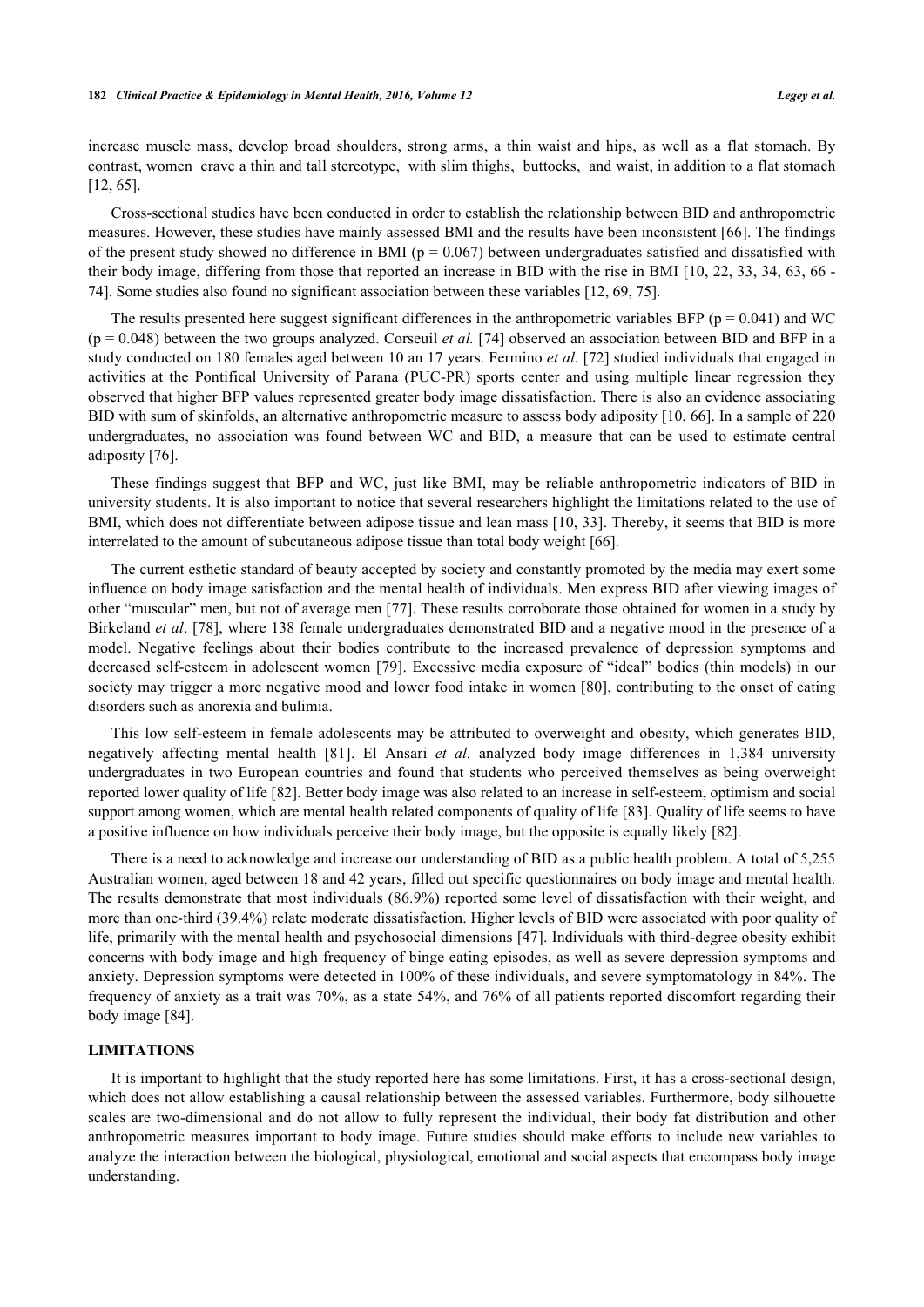increase muscle mass, develop broad shoulders, strong arms, a thin waist and hips, as well as a flat stomach. By contrast, women crave a thin and tall stereotype, with slim thighs, buttocks, and waist, in addition to a flat stomach [12, 65].

Cross-sectional studies have been conducted in order to establish the relationship between BID and anthropometric measures. However, these studies have mainly assessed BMI and the results have been inconsistent [66]. The findings of the present study showed no difference in BMI ($p = 0.067$) between undergraduates satisfied and dissatisfied with their body image, differing from those that reported an increase in BID with the rise in BMI [10, 22, 33, 34, 63, 66 - 74]. Some studies also found no significant association between these variables [12, 69, 75].

The results presented here suggest significant differences in the anthropometric variables BFP ($p = 0.041$) and WC ($p = 0.048$) between the two groups analyzed. Corseuil *et al.* [74] observed an association between BID and BFP in a study conducted on 180 females aged between 10 an 17 years. Fermino *et al.* [72] studied individuals that engaged in activities at the Pontifical University of Parana (PUC-PR) sports center and using multiple linear regression they observed that higher BFP values represented greater body image dissatisfaction. There is also an evidence associating BID with sum of skinfolds, an alternative anthropometric measure to assess body adiposity [10, 66]. In a sample of 220 undergraduates, no association was found between WC and BID, a measure that can be used to estimate central adiposity [76].

These findings suggest that BFP and WC, just like BMI, may be reliable anthropometric indicators of BID in university students. It is also important to notice that several researchers highlight the limitations related to the use of BMI, which does not differentiate between adipose tissue and lean mass [10, 33]. Thereby, it seems that BID is more interrelated to the amount of subcutaneous adipose tissue than total body weight [66].

The current esthetic standard of beauty accepted by society and constantly promoted by the media may exert some influence on body image satisfaction and the mental health of individuals. Men express BID after viewing images of other "muscular" men, but not of average men [77]. These results corroborate those obtained for women in a study by Birkeland *et al*. [78], where 138 female undergraduates demonstrated BID and a negative mood in the presence of a model. Negative feelings about their bodies contribute to the increased prevalence of depression symptoms and decreased self-esteem in adolescent women [79]. Excessive media exposure of "ideal" bodies (thin models) in our society may trigger a more negative mood and lower food intake in women [80], contributing to the onset of eating disorders such as anorexia and bulimia.

This low self-esteem in female adolescents may be attributed to overweight and obesity, which generates BID, negatively affecting mental health [81]. El Ansari *et al.* analyzed body image differences in 1,384 university undergraduates in two European countries and found that students who perceived themselves as being overweight reported lower quality of life [82]. Better body image was also related to an increase in self-esteem, optimism and social support among women, which are mental health related components of quality of life [83]. Quality of life seems to have a positive influence on how individuals perceive their body image, but the opposite is equally likely [82].

There is a need to acknowledge and increase our understanding of BID as a public health problem. A total of 5,255 Australian women, aged between 18 and 42 years, filled out specific questionnaires on body image and mental health. The results demonstrate that most individuals (86.9%) reported some level of dissatisfaction with their weight, and more than one-third (39.4%) relate moderate dissatisfaction. Higher levels of BID were associated with poor quality of life, primarily with the mental health and psychosocial dimensions [47]. Individuals with third-degree obesity exhibit concerns with body image and high frequency of binge eating episodes, as well as severe depression symptoms and anxiety. Depression symptoms were detected in 100% of these individuals, and severe symptomatology in 84%. The frequency of anxiety as a trait was 70%, as a state 54%, and 76% of all patients reported discomfort regarding their body image [84].

## LIMITATIONS

It is important to highlight that the study reported here has some limitations. First, it has a cross-sectional design, which does not allow establishing a causal relationship between the assessed variables. Furthermore, body silhouette scales are two-dimensional and do not allow to fully represent the individual, their body fat distribution and other anthropometric measures important to body image. Future studies should make efforts to include new variables to analyze the interaction between the biological, physiological, emotional and social aspects that encompass body image understanding.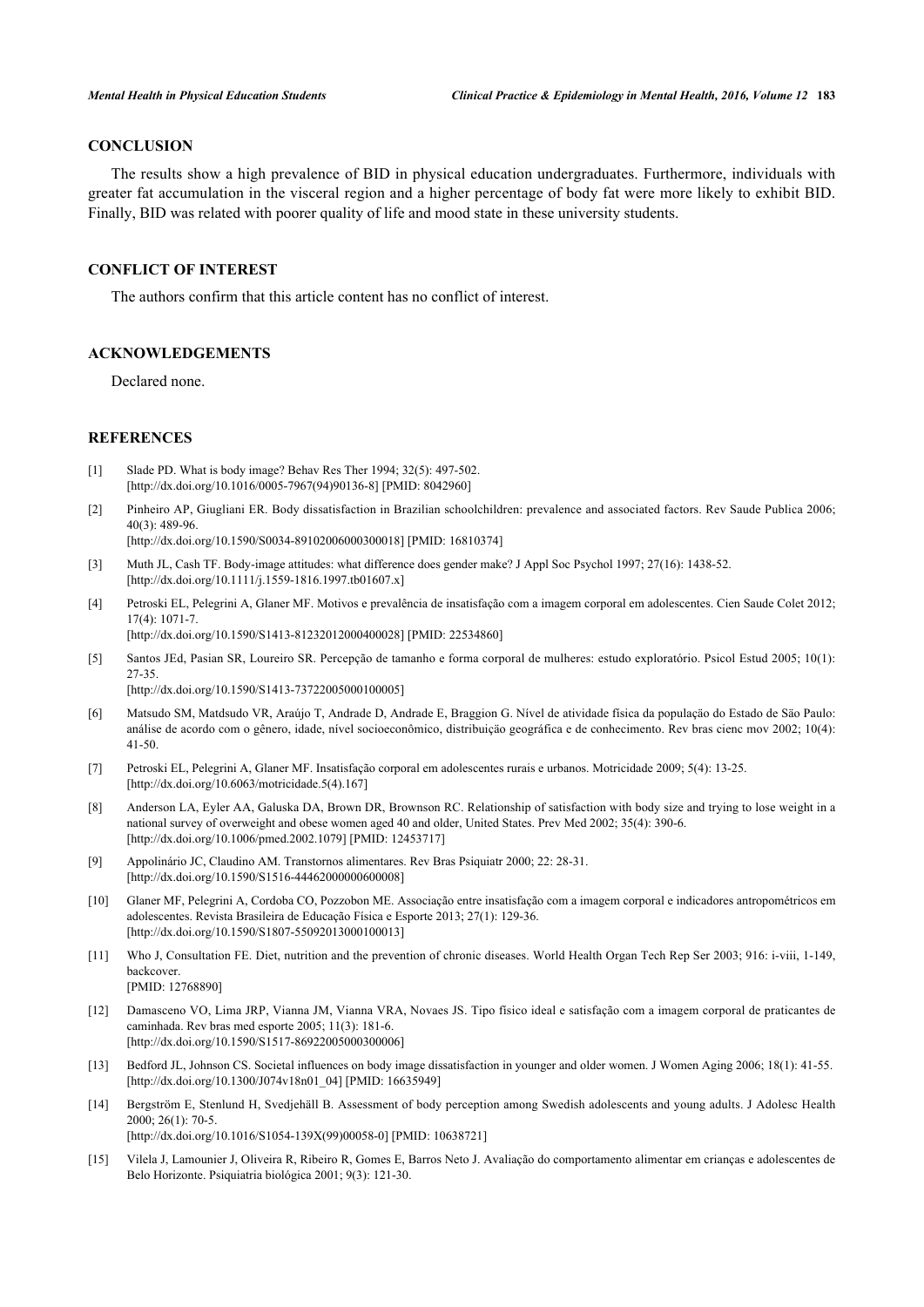## CONCLUSION

The results show a high prevalence of BID in physical education undergraduates. Furthermore, individuals with greater fat accumulation in the visceral region and a higher percentage of body fat were more likely to exhibit BID. Finally, BID was related with poorer quality of life and mood state in these university students.

## CONFLICT OF INTEREST

The authors confirm that this article content has no conflict of interest.

## ACKNOWLEDGEMENTS

Declared none.

## REFERENCES

[1] Slade PD. What is body image? Behav Res Ther 1994; 32(5): 497-502. [http://dx.doi.org/10.1016/0005-7967(94)90136-8] [PMID: 8042960]

[2] Pinheiro AP, Giugliani ER. Body dissatisfaction in Brazilian schoolchildren: prevalence and associated factors. Rev Saude Publica 2006; 40(3): 489-96. [http://dx.doi.org/10.1590/S0034-89102006000300018] [PMID: 16810374]

[3] Muth JL, Cash TF. Body-image attitudes: what difference does gender make? J Appl Soc Psychol 1997; 27(16): 1438-52. [http://dx.doi.org/10.1111/j.1559-1816.1997.tb01607.x]

[4] Petroski EL, Pelegrini A, Glaner MF. Motivos e prevalência de insatisfação com a imagem corporal em adolescentes. Cien Saude Colet 2012; 17(4): 1071-7. [http://dx.doi.org/10.1590/S1413-81232012000400028] [PMID: 22534860]

[5] Santos JEd, Pasian SR, Loureiro SR. Percepção de tamanho e forma corporal de mulheres: estudo exploratório. Psicol Estud 2005; 10(1): 27-35. [http://dx.doi.org/10.1590/S1413-73722005000100005]

[6] Matsudo SM, Matdsudo VR, Araújo T, Andrade D, Andrade E, Braggion G. Nível de atividade física da população do Estado de São Paulo: análise de acordo com o gênero, idade, nível socioeconômico, distribuição geográfica e de conhecimento. Rev bras cienc mov 2002; 10(4): 41-50.

[7] Petroski EL, Pelegrini A, Glaner MF. Insatisfação corporal em adolescentes rurais e urbanos. Motricidade 2009; 5(4): 13-25. [http://dx.doi.org/10.6063/motricidade.5(4).167]

[8] Anderson LA, Eyler AA, Galuska DA, Brown DR, Brownson RC. Relationship of satisfaction with body size and trying to lose weight in a national survey of overweight and obese women aged 40 and older, United States. Prev Med 2002; 35(4): 390-6. [http://dx.doi.org/10.1006/pmed.2002.1079] [PMID: 12453717]

[9] Appolinário JC, Claudino AM. Transtornos alimentares. Rev Bras Psiquiatr 2000; 22: 28-31. [http://dx.doi.org/10.1590/S1516-44462000000600008]

[10] Glaner MF, Pelegrini A, Cordoba CO, Pozzobon ME. Associação entre insatisfação com a imagem corporal e indicadores antropométricos em adolescentes. Revista Brasileira de Educação Física e Esporte 2013; 27(1): 129-36. [http://dx.doi.org/10.1590/S1807-55092013000100013]

[11] Who J, Consultation FE. Diet, nutrition and the prevention of chronic diseases. World Health Organ Tech Rep Ser 2003; 916: i-viii, 1-149, backcover. [PMID: 12768890]

[12] Damasceno VO, Lima JRP, Vianna JM, Vianna VRA, Novaes JS. Tipo físico ideal e satisfação com a imagem corporal de praticantes de caminhada. Rev bras med esporte 2005; 11(3): 181-6. [http://dx.doi.org/10.1590/S1517-86922005000300006]

[13] Bedford JL, Johnson CS. Societal influences on body image dissatisfaction in younger and older women. J Women Aging 2006; 18(1): 41-55. [http://dx.doi.org/10.1300/J074v18n01_04] [PMID: 16635949]

[14] Bergström E, Stenlund H, Svedjehäll B. Assessment of body perception among Swedish adolescents and young adults. J Adolesc Health 2000; 26(1): 70-5. [http://dx.doi.org/10.1016/S1054-139X(99)00058-0] [PMID: 10638721]

[15] Vilela J, Lamounier J, Oliveira R, Ribeiro R, Gomes E, Barros Neto J. Avaliação do comportamento alimentar em crianças e adolescentes de Belo Horizonte. Psiquiatria biológica 2001; 9(3): 121-30.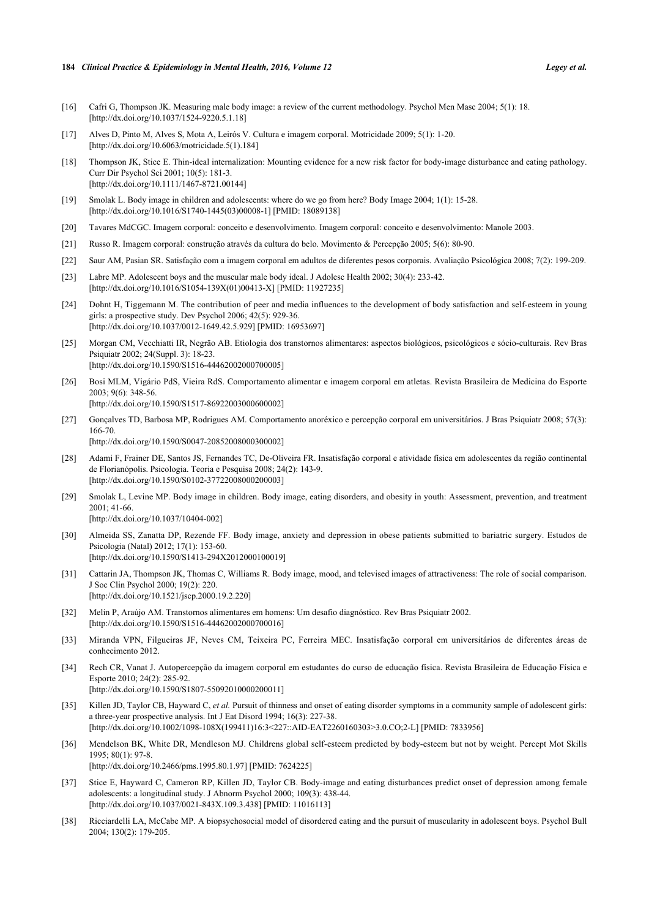[16] Cafri G, Thompson JK. Measuring male body image: a review of the current methodology. Psychol Men Masc 2004; 5(1): 18. [http://dx.doi.org/10.1037/1524-9220.5.1.18]

[17] Alves D, Pinto M, Alves S, Mota A, Leirós V. Cultura e imagem corporal. Motricidade 2009; 5(1): 1-20. [http://dx.doi.org/10.6063/motricidade.5(1).184]

[18] Thompson JK, Stice E. Thin-ideal internalization: Mounting evidence for a new risk factor for body-image disturbance and eating pathology. Curr Dir Psychol Sci 2001; 10(5): 181-3. [http://dx.doi.org/10.1111/1467-8721.00144]

[19] Smolak L. Body image in children and adolescents: where do we go from here? Body Image 2004; 1(1): 15-28. [http://dx.doi.org/10.1016/S1740-1445(03)00008-1] [PMID: 18089138]

[20] Tavares MdCGC. Imagem corporal: conceito e desenvolvimento. Imagem corporal: conceito e desenvolvimento: Manole 2003.

[21] Russo R. Imagem corporal: construção através da cultura do belo. Movimento & Percepção 2005; 5(6): 80-90.

[22] Saur AM, Pasian SR. Satisfação com a imagem corporal em adultos de diferentes pesos corporais. Avaliação Psicológica 2008; 7(2): 199-209.

[23] Labre MP. Adolescent boys and the muscular male body ideal. J Adolesc Health 2002; 30(4): 233-42. [http://dx.doi.org/10.1016/S1054-139X(01)00413-X] [PMID: 11927235]

[24] Dohnt H, Tiggemann M. The contribution of peer and media influences to the development of body satisfaction and self-esteem in young girls: a prospective study. Dev Psychol 2006; 42(5): 929-36. [http://dx.doi.org/10.1037/0012-1649.42.5.929] [PMID: 16953697]

[25] Morgan CM, Vecchiatti IR, Negrão AB. Etiologia dos transtornos alimentares: aspectos biológicos, psicológicos e sócio-culturais. Rev Bras Psiquiatr 2002; 24(Suppl. 3): 18-23. [http://dx.doi.org/10.1590/S1516-44462002000700005]

[26] Bosi MLM, Vigário PdS, Vieira RdS. Comportamento alimentar e imagem corporal em atletas. Revista Brasileira de Medicina do Esporte 2003; 9(6): 348-56. [http://dx.doi.org/10.1590/S1517-86922003000600002]

[27] Gonçalves TD, Barbosa MP, Rodrigues AM. Comportamento anoréxico e percepção corporal em universitários. J Bras Psiquiatr 2008; 57(3): 166-70. [http://dx.doi.org/10.1590/S0047-20852008000300002]

[28] Adami F, Frainer DE, Santos JS, Fernandes TC, De-Oliveira FR. Insatisfação corporal e atividade física em adolescentes da região continental de Florianópolis. Psicologia. Teoria e Pesquisa 2008; 24(2): 143-9. [http://dx.doi.org/10.1590/S0102-37722008000200003]

[29] Smolak L, Levine MP. Body image in children. Body image, eating disorders, and obesity in youth: Assessment, prevention, and treatment 2001; 41-66. [http://dx.doi.org/10.1037/10404-002]

[30] Almeida SS, Zanatta DP, Rezende FF. Body image, anxiety and depression in obese patients submitted to bariatric surgery. Estudos de Psicologia (Natal) 2012; 17(1): 153-60. [http://dx.doi.org/10.1590/S1413-294X2012000100019]

[31] Cattarin JA, Thompson JK, Thomas C, Williams R. Body image, mood, and televised images of attractiveness: The role of social comparison. J Soc Clin Psychol 2000; 19(2): 220. [http://dx.doi.org/10.1521/jscp.2000.19.2.220]

[32] Melin P, Araújo AM. Transtornos alimentares em homens: Um desafio diagnóstico. Rev Bras Psiquiatr 2002. [http://dx.doi.org/10.1590/S1516-44462002000700016]

[33] Miranda VPN, Filgueiras JF, Neves CM, Teixeira PC, Ferreira MEC. Insatisfação corporal em universitários de diferentes áreas de conhecimento 2012.

[34] Rech CR, Vanat J. Autopercepção da imagem corporal em estudantes do curso de educação física. Revista Brasileira de Educação Física e Esporte 2010; 24(2): 285-92. [http://dx.doi.org/10.1590/S1807-55092010000200011]

[35] Killen JD, Taylor CB, Hayward C, *et al.* Pursuit of thinness and onset of eating disorder symptoms in a community sample of adolescent girls: a three-year prospective analysis. Int J Eat Disord 1994; 16(3): 227-38. [http://dx.doi.org/10.1002/1098-108X(199411)16:3<227::AID-EAT2260160303>3.0.CO;2-L] [PMID: 7833956]

[36] Mendelson BK, White DR, Mendleson MJ. Childrens global self-esteem predicted by body-esteem but not by weight. Percept Mot Skills 1995; 80(1): 97-8. [http://dx.doi.org/10.2466/pms.1995.80.1.97] [PMID: 7624225]

[37] Stice E, Hayward C, Cameron RP, Killen JD, Taylor CB. Body-image and eating disturbances predict onset of depression among female adolescents: a longitudinal study. J Abnorm Psychol 2000; 109(3): 438-44. [http://dx.doi.org/10.1037/0021-843X.109.3.438] [PMID: 11016113]

[38] Ricciardelli LA, McCabe MP. A biopsychosocial model of disordered eating and the pursuit of muscularity in adolescent boys. Psychol Bull 2004; 130(2): 179-205.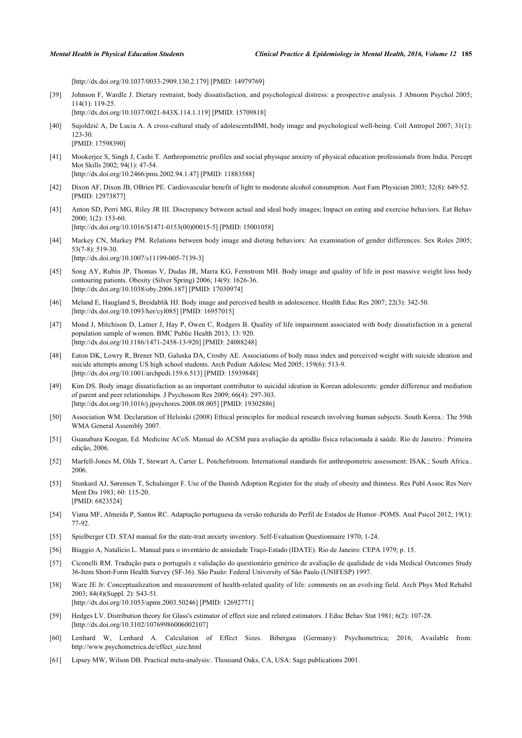[http://dx.doi.org/10.1037/0033-2909.130.2.179] [PMID: 14979769]

[39] Johnson F, Wardle J. Dietary restraint, body dissatisfaction, and psychological distress: a prospective analysis. J Abnorm Psychol 2005; 114(1): 119-25.
[http://dx.doi.org/10.1037/0021-843X.114.1.119] [PMID: 15709818]

[40] Sujoldzić A, De Lucia A. A cross-cultural study of adolescentsBMI, body image and psychological well-being. Coll Antropol 2007; 31(1): 123-30.
[PMID: 17598390]

[41] Mookerjee S, Singh J, Cashi T. Anthropometric profiles and social physique anxiety of physical education professionals from India. Percept Mot Skills 2002; 94(1): 47-54.
[http://dx.doi.org/10.2466/pms.2002.94.1.47] [PMID: 11883588]

[42] Dixon AF, Dixon JB, OBrien PE. Cardiovascular benefit of light to moderate alcohol consumption. Aust Fam Physician 2003; 32(8): 649-52. [PMID: 12973877]

[43] Anton SD, Perri MG, Riley JR III. Discrepancy between actual and ideal body images; Impact on eating and exercise behaviors. Eat Behav 2000; 1(2): 153-60.
[http://dx.doi.org/10.1016/S1471-0153(00)00015-5] [PMID: 15001058]

[44] Markey CN, Markey PM. Relations between body image and dieting behaviors: An examination of gender differences. Sex Roles 2005; 53(7-8): 519-30.
[http://dx.doi.org/10.1007/s11199-005-7139-3]

[45] Song AY, Rubin JP, Thomas V, Dudas JR, Marra KG, Fernstrom MH. Body image and quality of life in post massive weight loss body contouring patients. Obesity (Silver Spring) 2006; 14(9): 1626-36.
[http://dx.doi.org/10.1038/oby.2006.187] [PMID: 17030974]

[46] Meland E, Haugland S, Breidablik HJ. Body image and perceived health in adolescence. Health Educ Res 2007; 22(3): 342-50.
[http://dx.doi.org/10.1093/her/cyl085] [PMID: 16957015]

[47] Mond J, Mitchison D, Latner J, Hay P, Owen C, Rodgers B. Quality of life impairment associated with body dissatisfaction in a general population sample of women. BMC Public Health 2013; 13: 920.
[http://dx.doi.org/10.1186/1471-2458-13-920] [PMID: 24088248]

[48] Eaton DK, Lowry R, Brener ND, Galuska DA, Crosby AE. Associations of body mass index and perceived weight with suicide ideation and suicide attempts among US high school students. Arch Pediatr Adolesc Med 2005; 159(6): 513-9.
[http://dx.doi.org/10.1001/archpedi.159.6.513] [PMID: 15939848]

[49] Kim DS. Body image dissatisfaction as an important contributor to suicidal ideation in Korean adolescents: gender difference and mediation of parent and peer relationships. J Psychosom Res 2009; 66(4): 297-303.
[http://dx.doi.org/10.1016/j.jpsychores.2008.08.005] [PMID: 19302886]

[50] Association WM. Declaration of Helsinki (2008) Ethical principles for medical research involving human subjects. South Korea.: The 59th WMA General Assembly 2007.

[51] Guanabara Koogan, Ed. Medicine ACoS. Manual do ACSM para avaliação da aptidão física relacionada à saúde. Rio de Janeiro.: Primeira edição, 2006.

[52] Marfell-Jones M, Olds T, Stewart A, Carter L. Potchefstroom. International standards for anthropometric assessment: ISAK.; South Africa.. 2006.

[53] Stunkard AJ, Sørensen T, Schulsinger F. Use of the Danish Adoption Register for the study of obesity and thinness. Res Publ Assoc Res Nerv Ment Dis 1983; 60: 115-20.
[PMID: 6823524]

[54] Viana MF, Almeida P, Santos RC. Adaptação portuguesa da versão reduzida do Perfil de Estados de Humor–POMS. Anal Psicol 2012; 19(1): 77-92.

[55] Spielberger CD. STAI manual for the state-trait anxiety inventory. Self-Evaluation Questionnaire 1970; 1-24.

[56] Biaggio A, Natalício L. Manual para o inventário de ansiedade Traço-Estado (IDATE). Rio de Janeiro: CEPA 1979; p. 15.

[57] Ciconelli RM. Tradução para o português e validação do questionário genérico de avaliação de qualidade de vida Medical Outcomes Study 36-Item Short-Form Health Survey (SF-36). São Paulo: Federal University of São Paulo (UNIFESP) 1997.

[58] Ware JE Jr. Conceptualization and measurement of health-related quality of life: comments on an evolving field. Arch Phys Med Rehabil 2003; 84(4)(Suppl. 2): S43-51.
[http://dx.doi.org/10.1053/apmr.2003.50246] [PMID: 12692771]

[59] Hedges LV. Distribution theory for Glass's estimator of effect size and related estimators. J Educ Behav Stat 1981; 6(2): 107-28.
[http://dx.doi.org/10.3102/10769986006002107]

[60] Lenhard W, Lenhard A. Calculation of Effect Sizes. Bibergau (Germany): Psychometrica; 2016, Available from: http://www.psychometrica.de/effect_size.html

[61] Lipsey MW, Wilson DB. Practical meta-analysis:. Thousand Oaks, CA, USA: Sage publications 2001.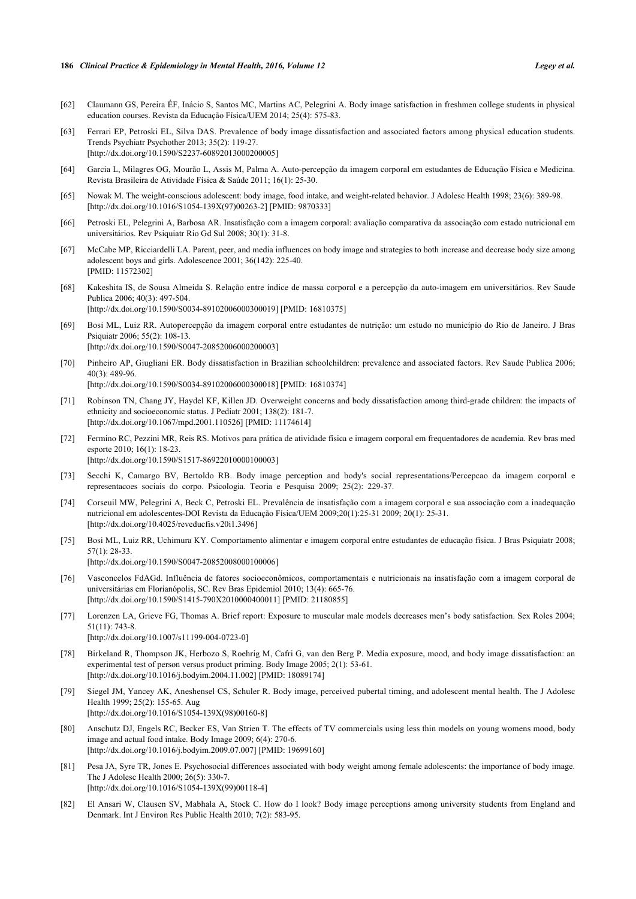[62] Claumann GS, Pereira ÉF, Inácio S, Santos MC, Martins AC, Pelegrini A. Body image satisfaction in freshmen college students in physical education courses. Revista da Educação Física/UEM 2014; 25(4): 575-83.

[63] Ferrari EP, Petroski EL, Silva DAS. Prevalence of body image dissatisfaction and associated factors among physical education students. Trends Psychiatr Psychother 2013; 35(2): 119-27.
[http://dx.doi.org/10.1590/S2237-60892013000200005]

[64] Garcia L, Milagres OG, Mourão L, Assis M, Palma A. Auto-percepção da imagem corporal em estudantes de Educação Física e Medicina. Revista Brasileira de Atividade Física & Saúde 2011; 16(1): 25-30.

[65] Nowak M. The weight-conscious adolescent: body image, food intake, and weight-related behavior. J Adolesc Health 1998; 23(6): 389-98.
[http://dx.doi.org/10.1016/S1054-139X(97)00263-2] [PMID: 9870333]

[66] Petroski EL, Pelegrini A, Barbosa AR. Insatisfação com a imagem corporal: avaliação comparativa da associação com estado nutricional em universitários. Rev Psiquiatr Rio Gd Sul 2008; 30(1): 31-8.

[67] McCabe MP, Ricciardelli LA. Parent, peer, and media influences on body image and strategies to both increase and decrease body size among adolescent boys and girls. Adolescence 2001; 36(142): 225-40.
[PMID: 11572302]

[68] Kakeshita IS, de Sousa Almeida S. Relação entre índice de massa corporal e a percepção da auto-imagem em universitários. Rev Saude Publica 2006; 40(3): 497-504.
[http://dx.doi.org/10.1590/S0034-89102006000300019] [PMID: 16810375]

[69] Bosi ML, Luiz RR. Autopercepção da imagem corporal entre estudantes de nutrição: um estudo no município do Rio de Janeiro. J Bras Psiquiatr 2006; 55(2): 108-13.
[http://dx.doi.org/10.1590/S0047-20852006000200003]

[70] Pinheiro AP, Giugliani ER. Body dissatisfaction in Brazilian schoolchildren: prevalence and associated factors. Rev Saude Publica 2006; 40(3): 489-96.
[http://dx.doi.org/10.1590/S0034-89102006000300018] [PMID: 16810374]

[71] Robinson TN, Chang JY, Haydel KF, Killen JD. Overweight concerns and body dissatisfaction among third-grade children: the impacts of ethnicity and socioeconomic status. J Pediatr 2001; 138(2): 181-7.
[http://dx.doi.org/10.1067/mpd.2001.110526] [PMID: 11174614]

[72] Fermino RC, Pezzini MR, Reis RS. Motivos para prática de atividade física e imagem corporal em frequentadores de academia. Rev bras med esporte 2010; 16(1): 18-23.
[http://dx.doi.org/10.1590/S1517-86922010000100003]

[73] Secchi K, Camargo BV, Bertoldo RB. Body image perception and body's social representations/Percepcao da imagem corporal e representacoes sociais do corpo. Psicologia. Teoria e Pesquisa 2009; 25(2): 229-37.

[74] Corseuil MW, Pelegrini A, Beck C, Petroski EL. Prevalência de insatisfação com a imagem corporal e sua associação com a inadequação nutricional em adolescentes-DOI Revista da Educação Física/UEM 2009;20(1):25-31 2009; 20(1): 25-31.
[http://dx.doi.org/10.4025/reveducfis.v20i1.3496]

[75] Bosi ML, Luiz RR, Uchimura KY. Comportamento alimentar e imagem corporal entre estudantes de educação física. J Bras Psiquiatr 2008; 57(1): 28-33.
[http://dx.doi.org/10.1590/S0047-20852008000100006]

[76] Vasconcelos FdAGd. Influência de fatores socioeconômicos, comportamentais e nutricionais na insatisfação com a imagem corporal de universitárias em Florianópolis, SC. Rev Bras Epidemiol 2010; 13(4): 665-76.
[http://dx.doi.org/10.1590/S1415-790X2010000400011] [PMID: 21180855]

[77] Lorenzen LA, Grieve FG, Thomas A. Brief report: Exposure to muscular male models decreases men's body satisfaction. Sex Roles 2004; 51(11): 743-8.
[http://dx.doi.org/10.1007/s11199-004-0723-0]

[78] Birkeland R, Thompson JK, Herbozo S, Roehrig M, Cafri G, van den Berg P. Media exposure, mood, and body image dissatisfaction: an experimental test of person versus product priming. Body Image 2005; 2(1): 53-61.
[http://dx.doi.org/10.1016/j.bodyim.2004.11.002] [PMID: 18089174]

[79] Siegel JM, Yancey AK, Aneshensel CS, Schuler R. Body image, perceived pubertal timing, and adolescent mental health. The J Adolesc Health 1999; 25(2): 155-65. Aug
[http://dx.doi.org/10.1016/S1054-139X(98)00160-8]

[80] Anschutz DJ, Engels RC, Becker ES, Van Strien T. The effects of TV commercials using less thin models on young womens mood, body image and actual food intake. Body Image 2009; 6(4): 270-6.
[http://dx.doi.org/10.1016/j.bodyim.2009.07.007] [PMID: 19699160]

[81] Pesa JA, Syre TR, Jones E. Psychosocial differences associated with body weight among female adolescents: the importance of body image. The J Adolesc Health 2000; 26(5): 330-7.
[http://dx.doi.org/10.1016/S1054-139X(99)00118-4]

[82] El Ansari W, Clausen SV, Mabhala A, Stock C. How do I look? Body image perceptions among university students from England and Denmark. Int J Environ Res Public Health 2010; 7(2): 583-95.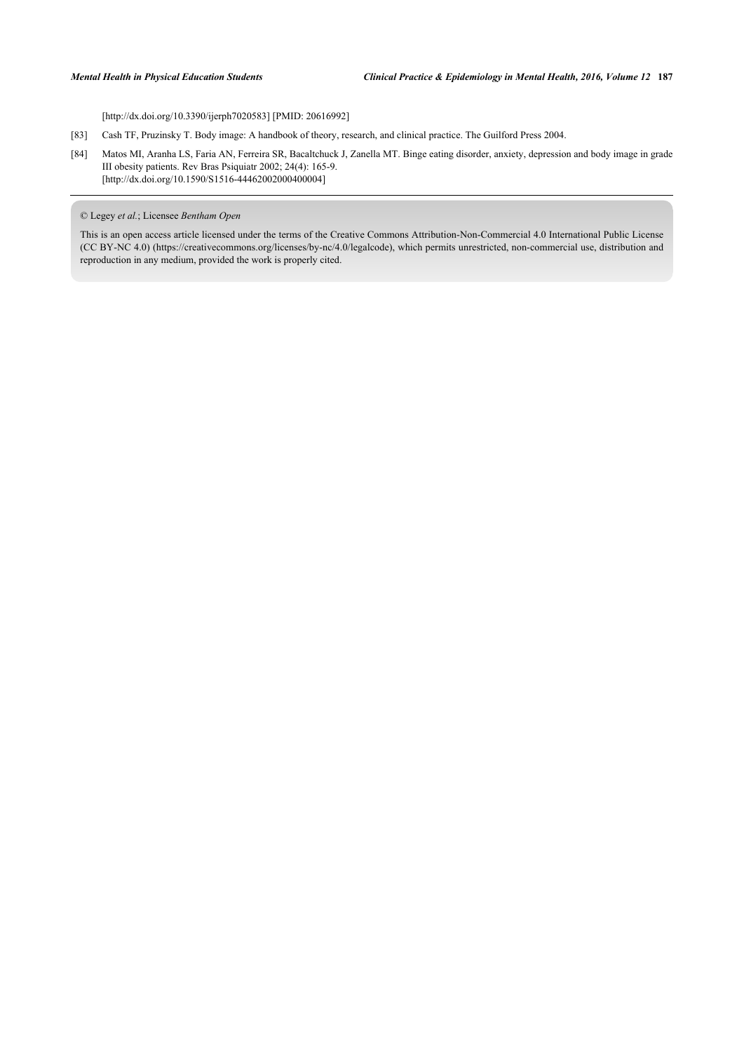[http://dx.doi.org/10.3390/ijerph7020583] [PMID: 20616992]

[83] Cash TF, Pruzinsky T. Body image: A handbook of theory, research, and clinical practice. The Guilford Press 2004.

[84] Matos MI, Aranha LS, Faria AN, Ferreira SR, Bacaltchuck J, Zanella MT. Binge eating disorder, anxiety, depression and body image in grade III obesity patients. Rev Bras Psiquiatr 2002; 24(4): 165-9.
[http://dx.doi.org/10.1590/S1516-44462002000400004]

---

© Legey *et al.*; Licensee *Bentham Open*

This is an open access article licensed under the terms of the Creative Commons Attribution-Non-Commercial 4.0 International Public License (CC BY-NC 4.0) (https://creativecommons.org/licenses/by-nc/4.0/legalcode), which permits unrestricted, non-commercial use, distribution and reproduction in any medium, provided the work is properly cited.